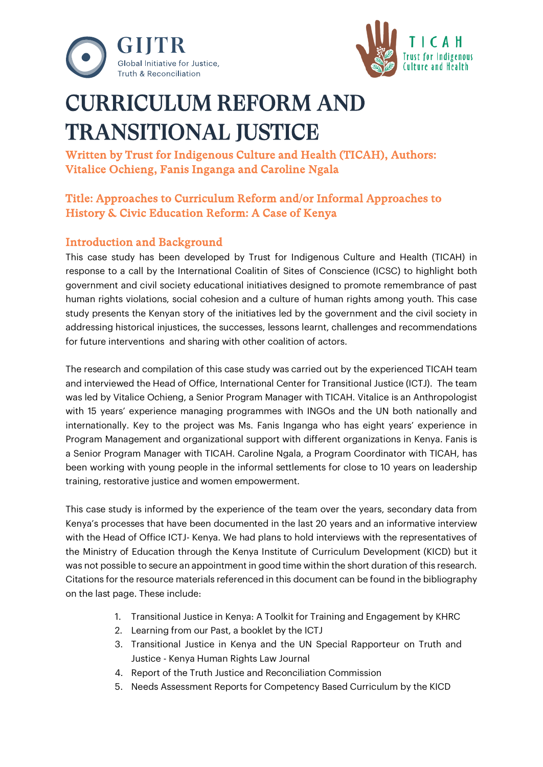GIJTR
Global Initiative for Justice, Truth & Reconciliation

TICAH
Trust for Indigenous Culture and Health

# CURRICULUM REFORM AND TRANSITIONAL JUSTICE

**Written by Trust for Indigenous Culture and Health (TICAH), Authors: Vitalice Ochieng, Fanis Inganga and Caroline Ngala**

## Title: Approaches to Curriculum Reform and/or Informal Approaches to History & Civic Education Reform: A Case of Kenya

## Introduction and Background

This case study has been developed by Trust for Indigenous Culture and Health (TICAH) in response to a call by the International Coalitin of Sites of Conscience (ICSC) to highlight both government and civil society educational initiatives designed to promote remembrance of past human rights violations, social cohesion and a culture of human rights among youth. This case study presents the Kenyan story of the initiatives led by the government and the civil society in addressing historical injustices, the successes, lessons learnt, challenges and recommendations for future interventions and sharing with other coalition of actors.

The research and compilation of this case study was carried out by the experienced TICAH team and interviewed the Head of Office, International Center for Transitional Justice (ICTJ). The team was led by Vitalice Ochieng, a Senior Program Manager with TICAH. Vitalice is an Anthropologist with 15 years' experience managing programmes with INGOs and the UN both nationally and internationally. Key to the project was Ms. Fanis Inganga who has eight years' experience in Program Management and organizational support with different organizations in Kenya. Fanis is a Senior Program Manager with TICAH. Caroline Ngala, a Program Coordinator with TICAH, has been working with young people in the informal settlements for close to 10 years on leadership training, restorative justice and women empowerment.

This case study is informed by the experience of the team over the years, secondary data from Kenya's processes that have been documented in the last 20 years and an informative interview with the Head of Office ICTJ- Kenya. We had plans to hold interviews with the representatives of the Ministry of Education through the Kenya Institute of Curriculum Development (KICD) but it was not possible to secure an appointment in good time within the short duration of this research. Citations for the resource materials referenced in this document can be found in the bibliography on the last page. These include:

1. Transitional Justice in Kenya: A Toolkit for Training and Engagement by KHRC
2. Learning from our Past, a booklet by the ICTJ
3. Transitional Justice in Kenya and the UN Special Rapporteur on Truth and Justice - Kenya Human Rights Law Journal
4. Report of the Truth Justice and Reconciliation Commission
5. Needs Assessment Reports for Competency Based Curriculum by the KICD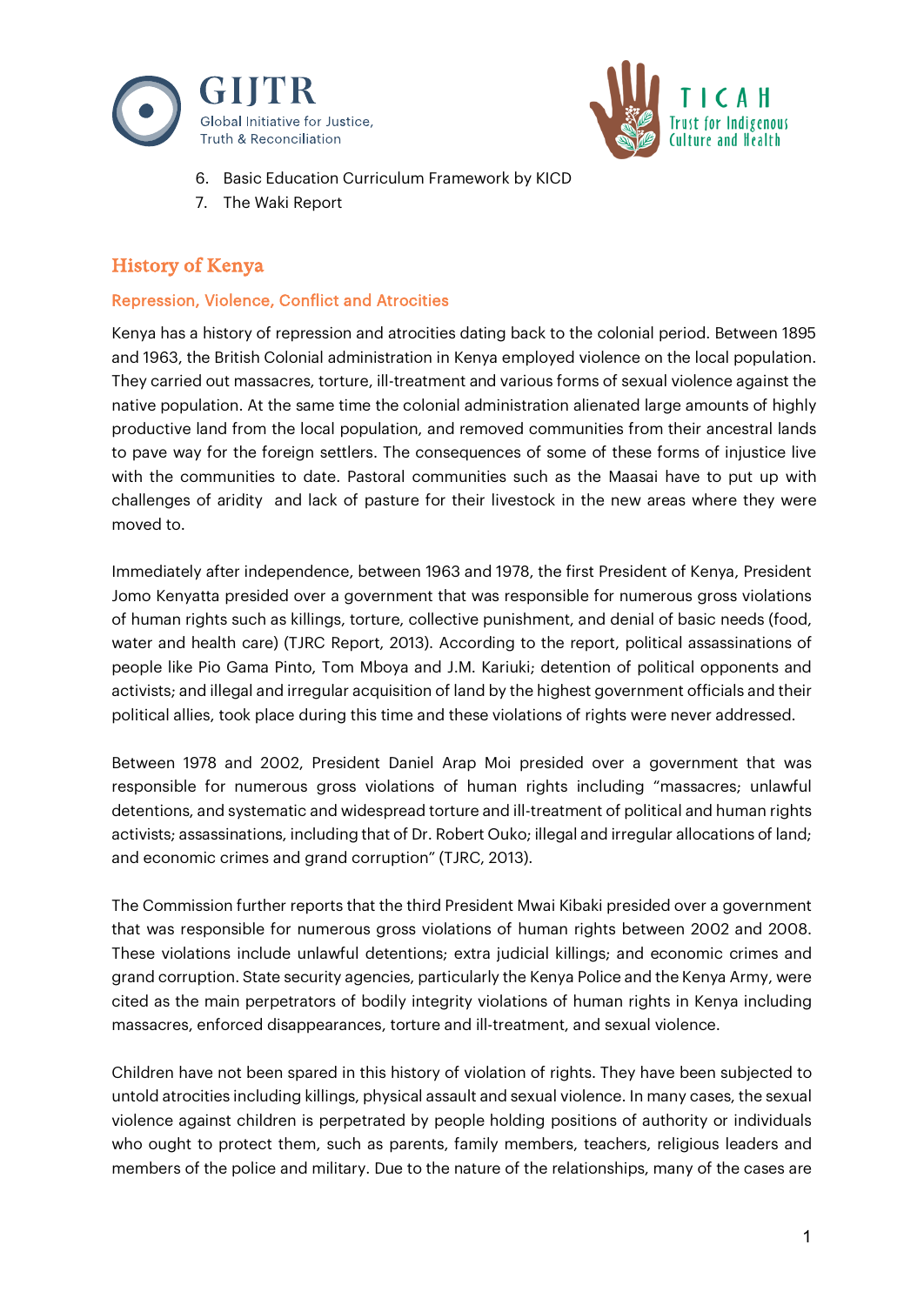6. Basic Education Curriculum Framework by KICD
7. The Waki Report

## History of Kenya

### Repression, Violence, Conflict and Atrocities

Kenya has a history of repression and atrocities dating back to the colonial period. Between 1895 and 1963, the British Colonial administration in Kenya employed violence on the local population. They carried out massacres, torture, ill-treatment and various forms of sexual violence against the native population. At the same time the colonial administration alienated large amounts of highly productive land from the local population, and removed communities from their ancestral lands to pave way for the foreign settlers. The consequences of some of these forms of injustice live with the communities to date. Pastoral communities such as the Maasai have to put up with challenges of aridity and lack of pasture for their livestock in the new areas where they were moved to.

Immediately after independence, between 1963 and 1978, the first President of Kenya, President Jomo Kenyatta presided over a government that was responsible for numerous gross violations of human rights such as killings, torture, collective punishment, and denial of basic needs (food, water and health care) (TJRC Report, 2013). According to the report, political assassinations of people like Pio Gama Pinto, Tom Mboya and J.M. Kariuki; detention of political opponents and activists; and illegal and irregular acquisition of land by the highest government officials and their political allies, took place during this time and these violations of rights were never addressed.

Between 1978 and 2002, President Daniel Arap Moi presided over a government that was responsible for numerous gross violations of human rights including "massacres; unlawful detentions, and systematic and widespread torture and ill-treatment of political and human rights activists; assassinations, including that of Dr. Robert Ouko; illegal and irregular allocations of land; and economic crimes and grand corruption" (TJRC, 2013).

The Commission further reports that the third President Mwai Kibaki presided over a government that was responsible for numerous gross violations of human rights between 2002 and 2008. These violations include unlawful detentions; extra judicial killings; and economic crimes and grand corruption. State security agencies, particularly the Kenya Police and the Kenya Army, were cited as the main perpetrators of bodily integrity violations of human rights in Kenya including massacres, enforced disappearances, torture and ill-treatment, and sexual violence.

Children have not been spared in this history of violation of rights. They have been subjected to untold atrocities including killings, physical assault and sexual violence. In many cases, the sexual violence against children is perpetrated by people holding positions of authority or individuals who ought to protect them, such as parents, family members, teachers, religious leaders and members of the police and military. Due to the nature of the relationships, many of the cases are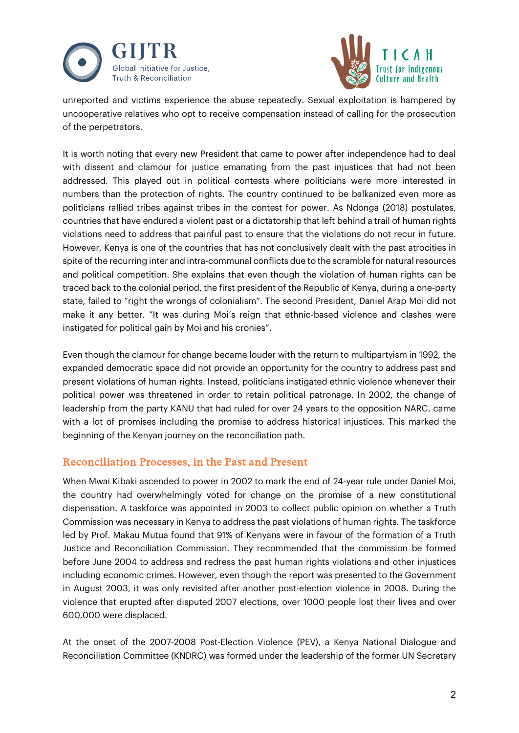unreported and victims experience the abuse repeatedly. Sexual exploitation is hampered by uncooperative relatives who opt to receive compensation instead of calling for the prosecution of the perpetrators.

It is worth noting that every new President that came to power after independence had to deal with dissent and clamour for justice emanating from the past injustices that had not been addressed. This played out in political contests where politicians were more interested in numbers than the protection of rights. The country continued to be balkanized even more as politicians rallied tribes against tribes in the contest for power. As Ndonga (2018) postulates, countries that have endured a violent past or a dictatorship that left behind a trail of human rights violations need to address that painful past to ensure that the violations do not recur in future. However, Kenya is one of the countries that has not conclusively dealt with the past atrocities in spite of the recurring inter and intra-communal conflicts due to the scramble for natural resources and political competition. She explains that even though the violation of human rights can be traced back to the colonial period, the first president of the Republic of Kenya, during a one-party state, failed to "right the wrongs of colonialism". The second President, Daniel Arap Moi did not make it any better. "It was during Moi's reign that ethnic-based violence and clashes were instigated for political gain by Moi and his cronies".

Even though the clamour for change became louder with the return to multipartyism in 1992, the expanded democratic space did not provide an opportunity for the country to address past and present violations of human rights. Instead, politicians instigated ethnic violence whenever their political power was threatened in order to retain political patronage. In 2002, the change of leadership from the party KANU that had ruled for over 24 years to the opposition NARC, came with a lot of promises including the promise to address historical injustices. This marked the beginning of the Kenyan journey on the reconciliation path.

## Reconciliation Processes, in the Past and Present

When Mwai Kibaki ascended to power in 2002 to mark the end of 24-year rule under Daniel Moi, the country had overwhelmingly voted for change on the promise of a new constitutional dispensation. A taskforce was appointed in 2003 to collect public opinion on whether a Truth Commission was necessary in Kenya to address the past violations of human rights. The taskforce led by Prof. Makau Mutua found that 91% of Kenyans were in favour of the formation of a Truth Justice and Reconciliation Commission. They recommended that the commission be formed before June 2004 to address and redress the past human rights violations and other injustices including economic crimes. However, even though the report was presented to the Government in August 2003, it was only revisited after another post-election violence in 2008. During the violence that erupted after disputed 2007 elections, over 1000 people lost their lives and over 600,000 were displaced.

At the onset of the 2007-2008 Post-Election Violence (PEV), a Kenya National Dialogue and Reconciliation Committee (KNDRC) was formed under the leadership of the former UN Secretary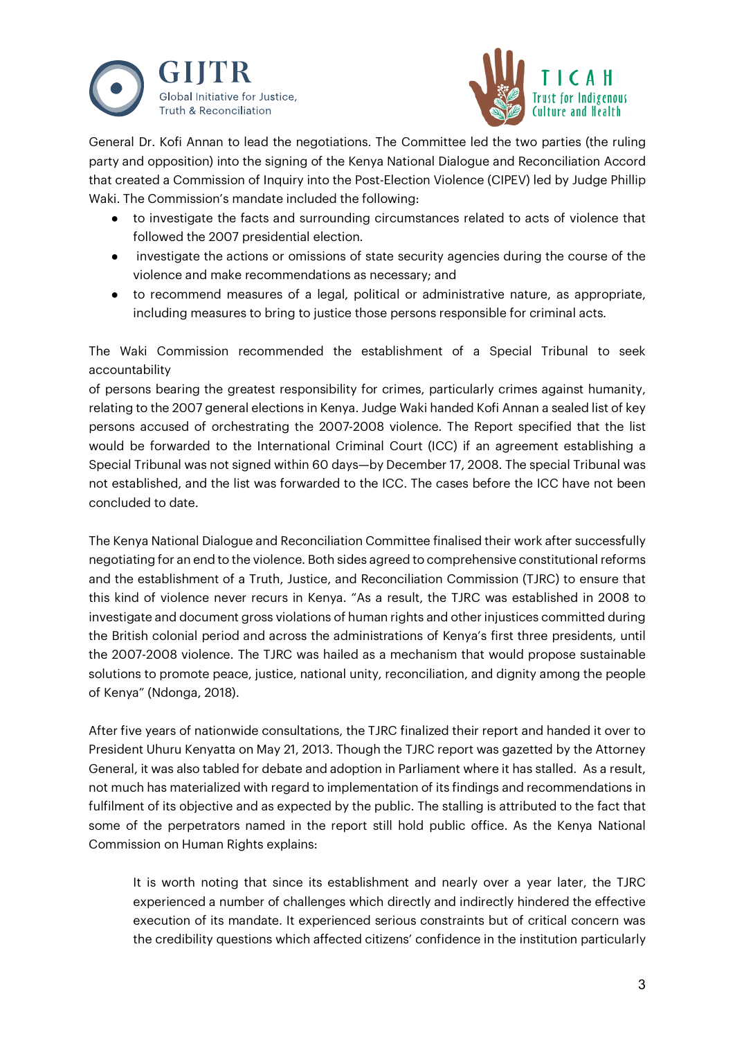General Dr. Kofi Annan to lead the negotiations. The Committee led the two parties (the ruling party and opposition) into the signing of the Kenya National Dialogue and Reconciliation Accord that created a Commission of Inquiry into the Post-Election Violence (CIPEV) led by Judge Phillip Waki. The Commission's mandate included the following:

- to investigate the facts and surrounding circumstances related to acts of violence that followed the 2007 presidential election.
- investigate the actions or omissions of state security agencies during the course of the violence and make recommendations as necessary; and
- to recommend measures of a legal, political or administrative nature, as appropriate, including measures to bring to justice those persons responsible for criminal acts.

The Waki Commission recommended the establishment of a Special Tribunal to seek accountability
of persons bearing the greatest responsibility for crimes, particularly crimes against humanity, relating to the 2007 general elections in Kenya. Judge Waki handed Kofi Annan a sealed list of key persons accused of orchestrating the 2007-2008 violence. The Report specified that the list would be forwarded to the International Criminal Court (ICC) if an agreement establishing a Special Tribunal was not signed within 60 days—by December 17, 2008. The special Tribunal was not established, and the list was forwarded to the ICC. The cases before the ICC have not been concluded to date.

The Kenya National Dialogue and Reconciliation Committee finalised their work after successfully negotiating for an end to the violence. Both sides agreed to comprehensive constitutional reforms and the establishment of a Truth, Justice, and Reconciliation Commission (TJRC) to ensure that this kind of violence never recurs in Kenya. "As a result, the TJRC was established in 2008 to investigate and document gross violations of human rights and other injustices committed during the British colonial period and across the administrations of Kenya's first three presidents, until the 2007-2008 violence. The TJRC was hailed as a mechanism that would propose sustainable solutions to promote peace, justice, national unity, reconciliation, and dignity among the people of Kenya" (Ndonga, 2018).

After five years of nationwide consultations, the TJRC finalized their report and handed it over to President Uhuru Kenyatta on May 21, 2013. Though the TJRC report was gazetted by the Attorney General, it was also tabled for debate and adoption in Parliament where it has stalled. As a result, not much has materialized with regard to implementation of its findings and recommendations in fulfilment of its objective and as expected by the public. The stalling is attributed to the fact that some of the perpetrators named in the report still hold public office. As the Kenya National Commission on Human Rights explains:

> It is worth noting that since its establishment and nearly over a year later, the TJRC experienced a number of challenges which directly and indirectly hindered the effective execution of its mandate. It experienced serious constraints but of critical concern was the credibility questions which affected citizens' confidence in the institution particularly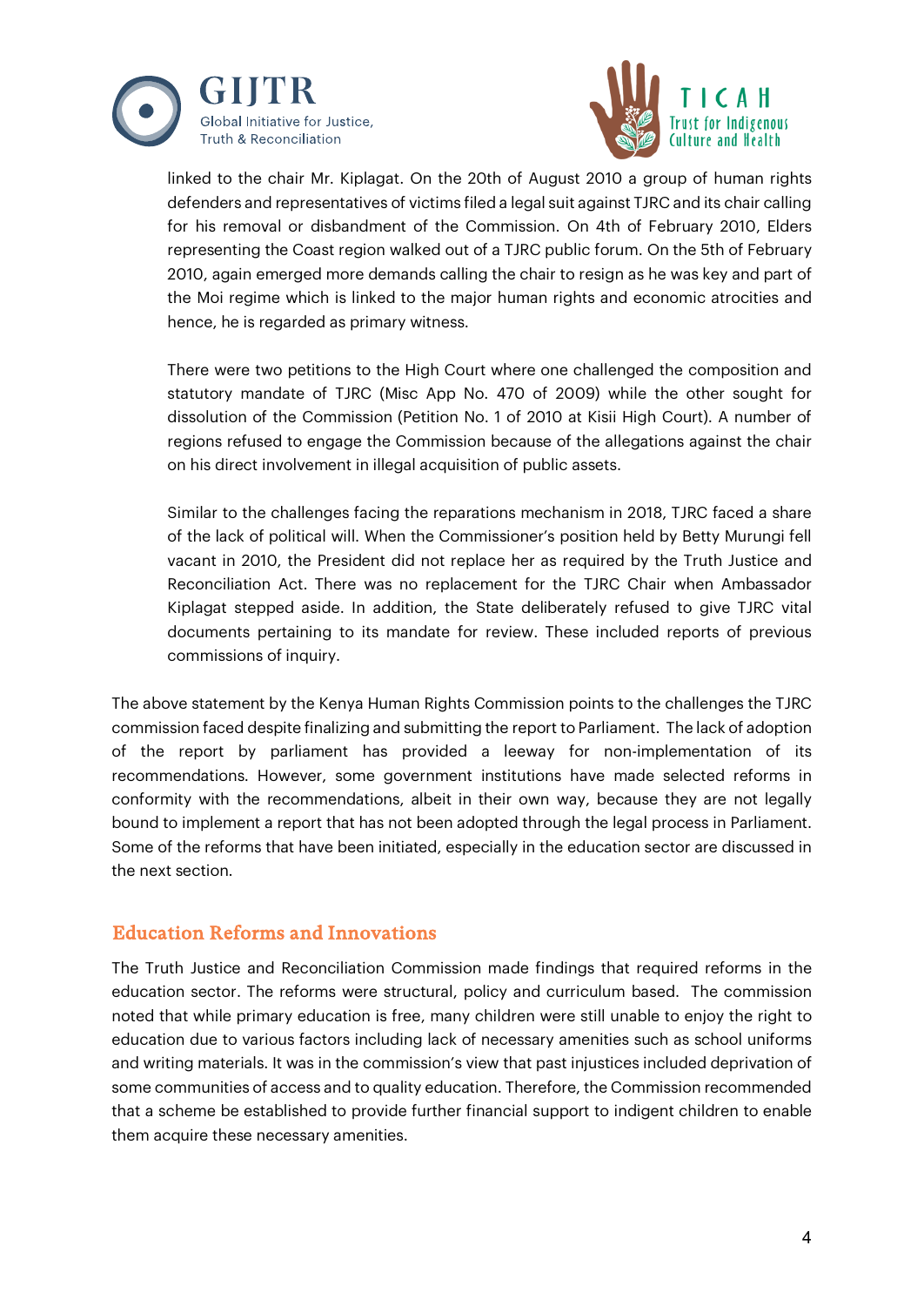linked to the chair Mr. Kiplagat. On the 20th of August 2010 a group of human rights defenders and representatives of victims filed a legal suit against TJRC and its chair calling for his removal or disbandment of the Commission. On 4th of February 2010, Elders representing the Coast region walked out of a TJRC public forum. On the 5th of February 2010, again emerged more demands calling the chair to resign as he was key and part of the Moi regime which is linked to the major human rights and economic atrocities and hence, he is regarded as primary witness.

> There were two petitions to the High Court where one challenged the composition and statutory mandate of TJRC (Misc App No. 470 of 2009) while the other sought for dissolution of the Commission (Petition No. 1 of 2010 at Kisii High Court). A number of regions refused to engage the Commission because of the allegations against the chair on his direct involvement in illegal acquisition of public assets.
>
> Similar to the challenges facing the reparations mechanism in 2018, TJRC faced a share of the lack of political will. When the Commissioner's position held by Betty Murungi fell vacant in 2010, the President did not replace her as required by the Truth Justice and Reconciliation Act. There was no replacement for the TJRC Chair when Ambassador Kiplagat stepped aside. In addition, the State deliberately refused to give TJRC vital documents pertaining to its mandate for review. These included reports of previous commissions of inquiry.

The above statement by the Kenya Human Rights Commission points to the challenges the TJRC commission faced despite finalizing and submitting the report to Parliament. The lack of adoption of the report by parliament has provided a leeway for non-implementation of its recommendations. However, some government institutions have made selected reforms in conformity with the recommendations, albeit in their own way, because they are not legally bound to implement a report that has not been adopted through the legal process in Parliament. Some of the reforms that have been initiated, especially in the education sector are discussed in the next section.

## Education Reforms and Innovations

The Truth Justice and Reconciliation Commission made findings that required reforms in the education sector. The reforms were structural, policy and curriculum based. The commission noted that while primary education is free, many children were still unable to enjoy the right to education due to various factors including lack of necessary amenities such as school uniforms and writing materials. It was in the commission's view that past injustices included deprivation of some communities of access and to quality education. Therefore, the Commission recommended that a scheme be established to provide further financial support to indigent children to enable them acquire these necessary amenities.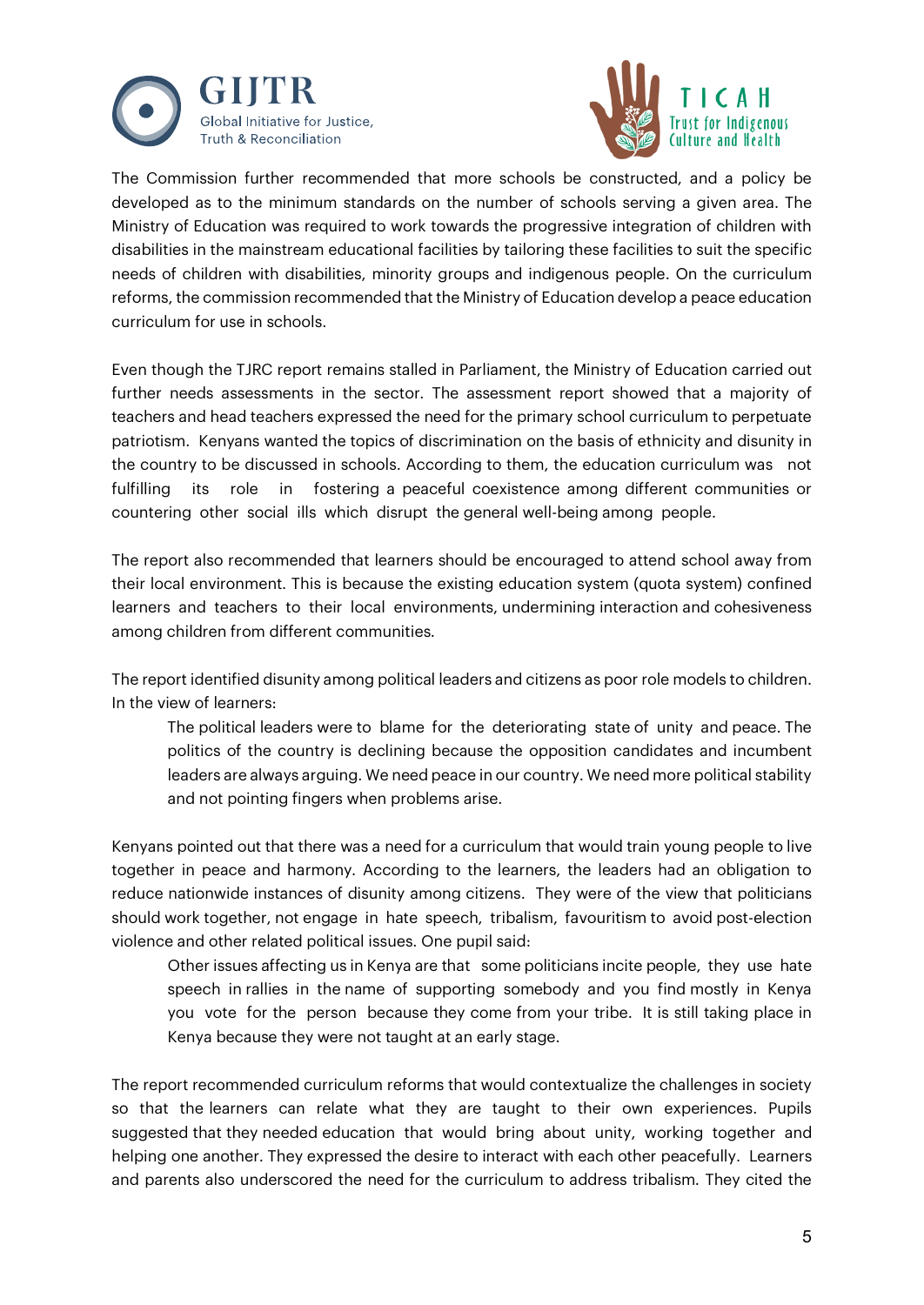The Commission further recommended that more schools be constructed, and a policy be developed as to the minimum standards on the number of schools serving a given area. The Ministry of Education was required to work towards the progressive integration of children with disabilities in the mainstream educational facilities by tailoring these facilities to suit the specific needs of children with disabilities, minority groups and indigenous people. On the curriculum reforms, the commission recommended that the Ministry of Education develop a peace education curriculum for use in schools.

Even though the TJRC report remains stalled in Parliament, the Ministry of Education carried out further needs assessments in the sector. The assessment report showed that a majority of teachers and head teachers expressed the need for the primary school curriculum to perpetuate patriotism. Kenyans wanted the topics of discrimination on the basis of ethnicity and disunity in the country to be discussed in schools. According to them, the education curriculum was not fulfilling its role in fostering a peaceful coexistence among different communities or countering other social ills which disrupt the general well-being among people.

The report also recommended that learners should be encouraged to attend school away from their local environment. This is because the existing education system (quota system) confined learners and teachers to their local environments, undermining interaction and cohesiveness among children from different communities.

The report identified disunity among political leaders and citizens as poor role models to children. In the view of learners:

> The political leaders were to blame for the deteriorating state of unity and peace. The politics of the country is declining because the opposition candidates and incumbent leaders are always arguing. We need peace in our country. We need more political stability and not pointing fingers when problems arise.

Kenyans pointed out that there was a need for a curriculum that would train young people to live together in peace and harmony. According to the learners, the leaders had an obligation to reduce nationwide instances of disunity among citizens. They were of the view that politicians should work together, not engage in hate speech, tribalism, favouritism to avoid post-election violence and other related political issues. One pupil said:

> Other issues affecting us in Kenya are that some politicians incite people, they use hate speech in rallies in the name of supporting somebody and you find mostly in Kenya you vote for the person because they come from your tribe. It is still taking place in Kenya because they were not taught at an early stage.

The report recommended curriculum reforms that would contextualize the challenges in society so that the learners can relate what they are taught to their own experiences. Pupils suggested that they needed education that would bring about unity, working together and helping one another. They expressed the desire to interact with each other peacefully. Learners and parents also underscored the need for the curriculum to address tribalism. They cited the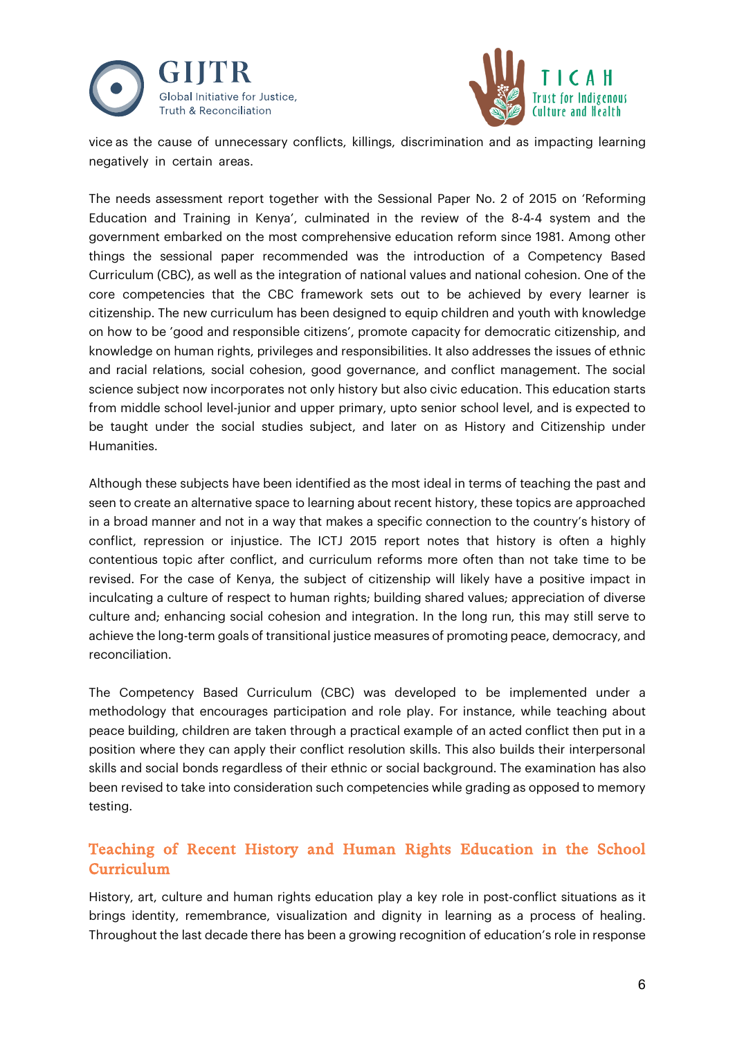vice as the cause of unnecessary conflicts, killings, discrimination and as impacting learning negatively in certain areas.

The needs assessment report together with the Sessional Paper No. 2 of 2015 on 'Reforming Education and Training in Kenya', culminated in the review of the 8-4-4 system and the government embarked on the most comprehensive education reform since 1981. Among other things the sessional paper recommended was the introduction of a Competency Based Curriculum (CBC), as well as the integration of national values and national cohesion. One of the core competencies that the CBC framework sets out to be achieved by every learner is citizenship. The new curriculum has been designed to equip children and youth with knowledge on how to be 'good and responsible citizens', promote capacity for democratic citizenship, and knowledge on human rights, privileges and responsibilities. It also addresses the issues of ethnic and racial relations, social cohesion, good governance, and conflict management. The social science subject now incorporates not only history but also civic education. This education starts from middle school level-junior and upper primary, upto senior school level, and is expected to be taught under the social studies subject, and later on as History and Citizenship under Humanities.

Although these subjects have been identified as the most ideal in terms of teaching the past and seen to create an alternative space to learning about recent history, these topics are approached in a broad manner and not in a way that makes a specific connection to the country's history of conflict, repression or injustice. The ICTJ 2015 report notes that history is often a highly contentious topic after conflict, and curriculum reforms more often than not take time to be revised. For the case of Kenya, the subject of citizenship will likely have a positive impact in inculcating a culture of respect to human rights; building shared values; appreciation of diverse culture and; enhancing social cohesion and integration. In the long run, this may still serve to achieve the long-term goals of transitional justice measures of promoting peace, democracy, and reconciliation.

The Competency Based Curriculum (CBC) was developed to be implemented under a methodology that encourages participation and role play. For instance, while teaching about peace building, children are taken through a practical example of an acted conflict then put in a position where they can apply their conflict resolution skills. This also builds their interpersonal skills and social bonds regardless of their ethnic or social background. The examination has also been revised to take into consideration such competencies while grading as opposed to memory testing.

## Teaching of Recent History and Human Rights Education in the School Curriculum

History, art, culture and human rights education play a key role in post-conflict situations as it brings identity, remembrance, visualization and dignity in learning as a process of healing. Throughout the last decade there has been a growing recognition of education's role in response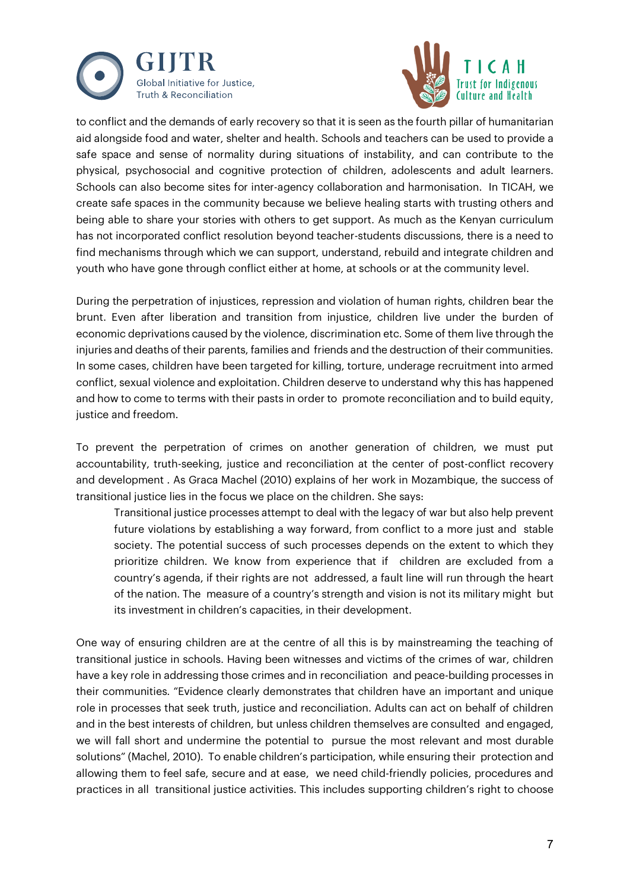to conflict and the demands of early recovery so that it is seen as the fourth pillar of humanitarian aid alongside food and water, shelter and health. Schools and teachers can be used to provide a safe space and sense of normality during situations of instability, and can contribute to the physical, psychosocial and cognitive protection of children, adolescents and adult learners. Schools can also become sites for inter-agency collaboration and harmonisation. In TICAH, we create safe spaces in the community because we believe healing starts with trusting others and being able to share your stories with others to get support. As much as the Kenyan curriculum has not incorporated conflict resolution beyond teacher-students discussions, there is a need to find mechanisms through which we can support, understand, rebuild and integrate children and youth who have gone through conflict either at home, at schools or at the community level.

During the perpetration of injustices, repression and violation of human rights, children bear the brunt. Even after liberation and transition from injustice, children live under the burden of economic deprivations caused by the violence, discrimination etc. Some of them live through the injuries and deaths of their parents, families and friends and the destruction of their communities. In some cases, children have been targeted for killing, torture, underage recruitment into armed conflict, sexual violence and exploitation. Children deserve to understand why this has happened and how to come to terms with their pasts in order to promote reconciliation and to build equity, justice and freedom.

To prevent the perpetration of crimes on another generation of children, we must put accountability, truth-seeking, justice and reconciliation at the center of post-conflict recovery and development . As Graca Machel (2010) explains of her work in Mozambique, the success of transitional justice lies in the focus we place on the children. She says:

> Transitional justice processes attempt to deal with the legacy of war but also help prevent future violations by establishing a way forward, from conflict to a more just and stable society. The potential success of such processes depends on the extent to which they prioritize children. We know from experience that if children are excluded from a country's agenda, if their rights are not addressed, a fault line will run through the heart of the nation. The measure of a country's strength and vision is not its military might but its investment in children's capacities, in their development.

One way of ensuring children are at the centre of all this is by mainstreaming the teaching of transitional justice in schools. Having been witnesses and victims of the crimes of war, children have a key role in addressing those crimes and in reconciliation and peace-building processes in their communities. "Evidence clearly demonstrates that children have an important and unique role in processes that seek truth, justice and reconciliation. Adults can act on behalf of children and in the best interests of children, but unless children themselves are consulted and engaged, we will fall short and undermine the potential to pursue the most relevant and most durable solutions" (Machel, 2010). To enable children's participation, while ensuring their protection and allowing them to feel safe, secure and at ease, we need child-friendly policies, procedures and practices in all transitional justice activities. This includes supporting children's right to choose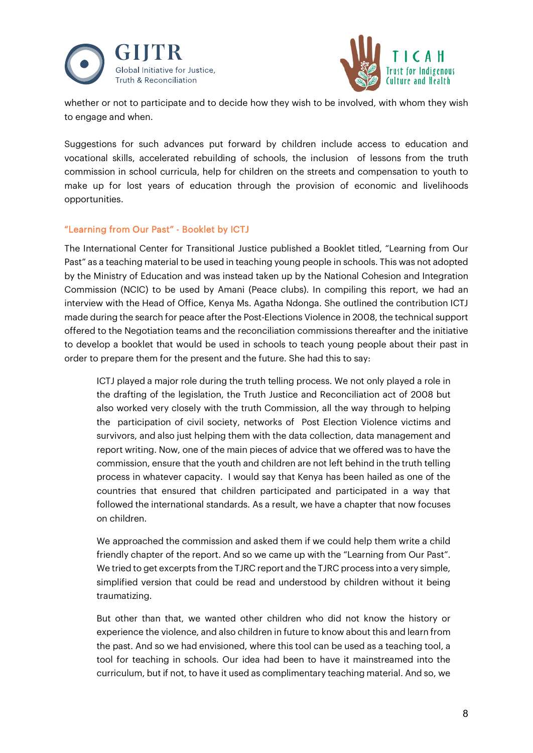whether or not to participate and to decide how they wish to be involved, with whom they wish to engage and when.

Suggestions for such advances put forward by children include access to education and vocational skills, accelerated rebuilding of schools, the inclusion of lessons from the truth commission in school curricula, help for children on the streets and compensation to youth to make up for lost years of education through the provision of economic and livelihoods opportunities.

### "Learning from Our Past" - Booklet by ICTJ

The International Center for Transitional Justice published a Booklet titled, "Learning from Our Past" as a teaching material to be used in teaching young people in schools. This was not adopted by the Ministry of Education and was instead taken up by the National Cohesion and Integration Commission (NCIC) to be used by Amani (Peace clubs). In compiling this report, we had an interview with the Head of Office, Kenya Ms. Agatha Ndonga. She outlined the contribution ICTJ made during the search for peace after the Post-Elections Violence in 2008, the technical support offered to the Negotiation teams and the reconciliation commissions thereafter and the initiative to develop a booklet that would be used in schools to teach young people about their past in order to prepare them for the present and the future. She had this to say:

> ICTJ played a major role during the truth telling process. We not only played a role in the drafting of the legislation, the Truth Justice and Reconciliation act of 2008 but also worked very closely with the truth Commission, all the way through to helping the participation of civil society, networks of Post Election Violence victims and survivors, and also just helping them with the data collection, data management and report writing. Now, one of the main pieces of advice that we offered was to have the commission, ensure that the youth and children are not left behind in the truth telling process in whatever capacity. I would say that Kenya has been hailed as one of the countries that ensured that children participated and participated in a way that followed the international standards. As a result, we have a chapter that now focuses on children.
>
> We approached the commission and asked them if we could help them write a child friendly chapter of the report. And so we came up with the "Learning from Our Past". We tried to get excerpts from the TJRC report and the TJRC process into a very simple, simplified version that could be read and understood by children without it being traumatizing.
>
> But other than that, we wanted other children who did not know the history or experience the violence, and also children in future to know about this and learn from the past. And so we had envisioned, where this tool can be used as a teaching tool, a tool for teaching in schools. Our idea had been to have it mainstreamed into the curriculum, but if not, to have it used as complimentary teaching material. And so, we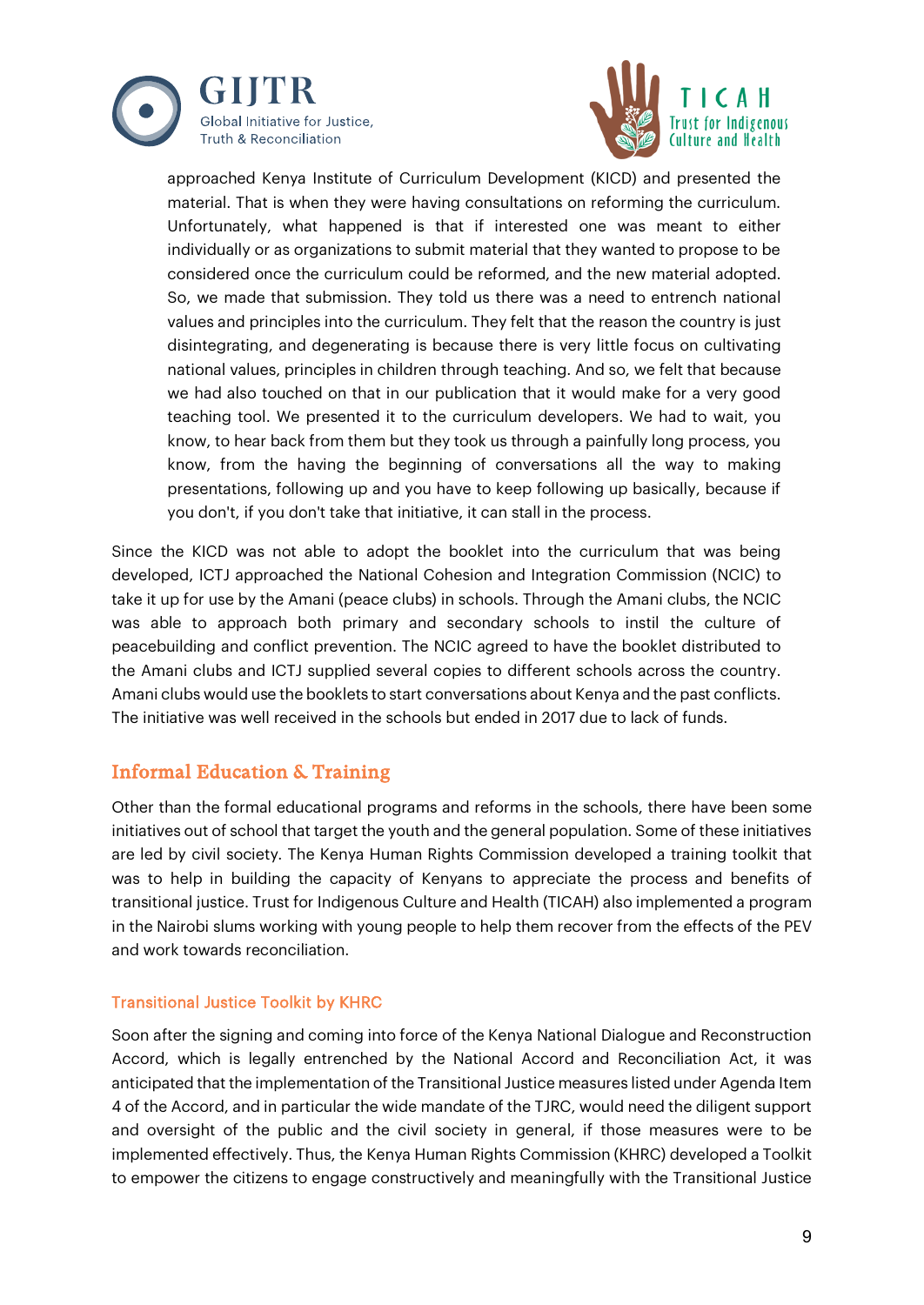approached Kenya Institute of Curriculum Development (KICD) and presented the material. That is when they were having consultations on reforming the curriculum. Unfortunately, what happened is that if interested one was meant to either individually or as organizations to submit material that they wanted to propose to be considered once the curriculum could be reformed, and the new material adopted. So, we made that submission. They told us there was a need to entrench national values and principles into the curriculum. They felt that the reason the country is just disintegrating, and degenerating is because there is very little focus on cultivating national values, principles in children through teaching. And so, we felt that because we had also touched on that in our publication that it would make for a very good teaching tool. We presented it to the curriculum developers. We had to wait, you know, to hear back from them but they took us through a painfully long process, you know, from the having the beginning of conversations all the way to making presentations, following up and you have to keep following up basically, because if you don't, if you don't take that initiative, it can stall in the process.

Since the KICD was not able to adopt the booklet into the curriculum that was being developed, ICTJ approached the National Cohesion and Integration Commission (NCIC) to take it up for use by the Amani (peace clubs) in schools. Through the Amani clubs, the NCIC was able to approach both primary and secondary schools to instil the culture of peacebuilding and conflict prevention. The NCIC agreed to have the booklet distributed to the Amani clubs and ICTJ supplied several copies to different schools across the country. Amani clubs would use the booklets to start conversations about Kenya and the past conflicts. The initiative was well received in the schools but ended in 2017 due to lack of funds.

## Informal Education & Training

Other than the formal educational programs and reforms in the schools, there have been some initiatives out of school that target the youth and the general population. Some of these initiatives are led by civil society. The Kenya Human Rights Commission developed a training toolkit that was to help in building the capacity of Kenyans to appreciate the process and benefits of transitional justice. Trust for Indigenous Culture and Health (TICAH) also implemented a program in the Nairobi slums working with young people to help them recover from the effects of the PEV and work towards reconciliation.

### Transitional Justice Toolkit by KHRC

Soon after the signing and coming into force of the Kenya National Dialogue and Reconstruction Accord, which is legally entrenched by the National Accord and Reconciliation Act, it was anticipated that the implementation of the Transitional Justice measures listed under Agenda Item 4 of the Accord, and in particular the wide mandate of the TJRC, would need the diligent support and oversight of the public and the civil society in general, if those measures were to be implemented effectively. Thus, the Kenya Human Rights Commission (KHRC) developed a Toolkit to empower the citizens to engage constructively and meaningfully with the Transitional Justice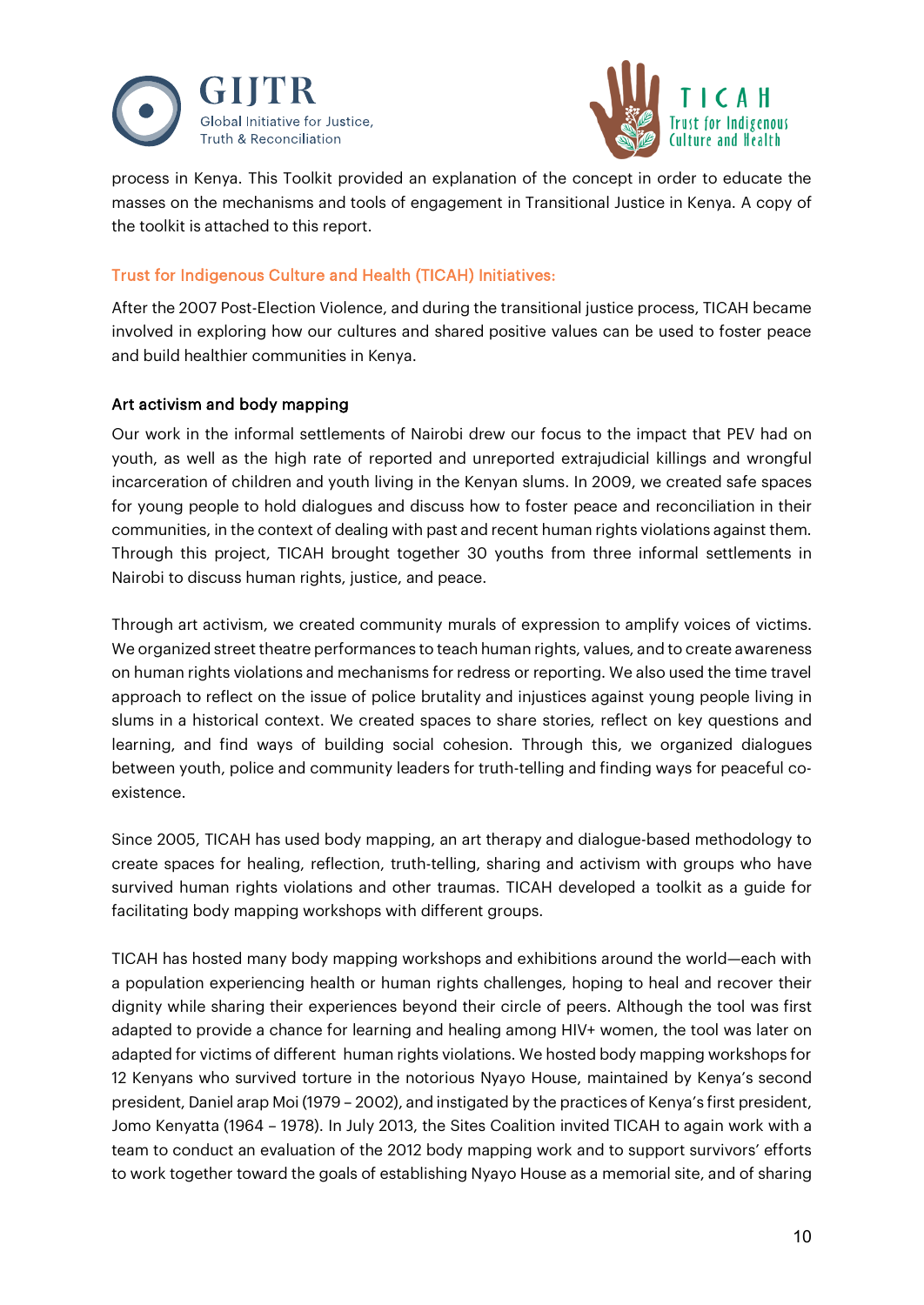process in Kenya. This Toolkit provided an explanation of the concept in order to educate the masses on the mechanisms and tools of engagement in Transitional Justice in Kenya. A copy of the toolkit is attached to this report.

## Trust for Indigenous Culture and Health (TICAH) Initiatives:

After the 2007 Post-Election Violence, and during the transitional justice process, TICAH became involved in exploring how our cultures and shared positive values can be used to foster peace and build healthier communities in Kenya.

### Art activism and body mapping

Our work in the informal settlements of Nairobi drew our focus to the impact that PEV had on youth, as well as the high rate of reported and unreported extrajudicial killings and wrongful incarceration of children and youth living in the Kenyan slums. In 2009, we created safe spaces for young people to hold dialogues and discuss how to foster peace and reconciliation in their communities, in the context of dealing with past and recent human rights violations against them. Through this project, TICAH brought together 30 youths from three informal settlements in Nairobi to discuss human rights, justice, and peace.

Through art activism, we created community murals of expression to amplify voices of victims. We organized street theatre performances to teach human rights, values, and to create awareness on human rights violations and mechanisms for redress or reporting. We also used the time travel approach to reflect on the issue of police brutality and injustices against young people living in slums in a historical context. We created spaces to share stories, reflect on key questions and learning, and find ways of building social cohesion. Through this, we organized dialogues between youth, police and community leaders for truth-telling and finding ways for peaceful co-existence.

Since 2005, TICAH has used body mapping, an art therapy and dialogue-based methodology to create spaces for healing, reflection, truth-telling, sharing and activism with groups who have survived human rights violations and other traumas. TICAH developed a toolkit as a guide for facilitating body mapping workshops with different groups.

TICAH has hosted many body mapping workshops and exhibitions around the world—each with a population experiencing health or human rights challenges, hoping to heal and recover their dignity while sharing their experiences beyond their circle of peers. Although the tool was first adapted to provide a chance for learning and healing among HIV+ women, the tool was later on adapted for victims of different human rights violations. We hosted body mapping workshops for 12 Kenyans who survived torture in the notorious Nyayo House, maintained by Kenya's second president, Daniel arap Moi (1979 – 2002), and instigated by the practices of Kenya's first president, Jomo Kenyatta (1964 – 1978). In July 2013, the Sites Coalition invited TICAH to again work with a team to conduct an evaluation of the 2012 body mapping work and to support survivors' efforts to work together toward the goals of establishing Nyayo House as a memorial site, and of sharing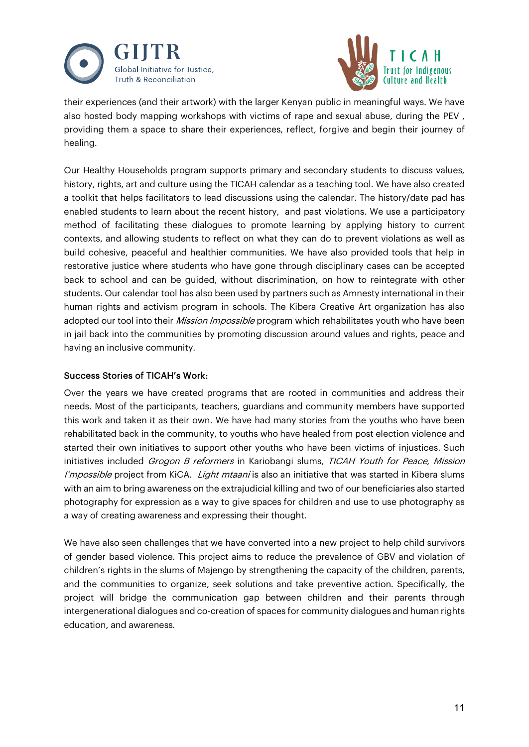their experiences (and their artwork) with the larger Kenyan public in meaningful ways. We have also hosted body mapping workshops with victims of rape and sexual abuse, during the PEV , providing them a space to share their experiences, reflect, forgive and begin their journey of healing.

Our Healthy Households program supports primary and secondary students to discuss values, history, rights, art and culture using the TICAH calendar as a teaching tool. We have also created a toolkit that helps facilitators to lead discussions using the calendar. The history/date pad has enabled students to learn about the recent history, and past violations. We use a participatory method of facilitating these dialogues to promote learning by applying history to current contexts, and allowing students to reflect on what they can do to prevent violations as well as build cohesive, peaceful and healthier communities. We have also provided tools that help in restorative justice where students who have gone through disciplinary cases can be accepted back to school and can be guided, without discrimination, on how to reintegrate with other students. Our calendar tool has also been used by partners such as Amnesty international in their human rights and activism program in schools. The Kibera Creative Art organization has also adopted our tool into their *Mission Impossible* program which rehabilitates youth who have been in jail back into the communities by promoting discussion around values and rights, peace and having an inclusive community.

### Success Stories of TICAH's Work:

Over the years we have created programs that are rooted in communities and address their needs. Most of the participants, teachers, guardians and community members have supported this work and taken it as their own. We have had many stories from the youths who have been rehabilitated back in the community, to youths who have healed from post election violence and started their own initiatives to support other youths who have been victims of injustices. Such initiatives included *Grogon B reformers* in Kariobangi slums, *TICAH Youth for Peace*, *Mission I'mpossible* project from KiCA. *Light mtaani* is also an initiative that was started in Kibera slums with an aim to bring awareness on the extrajudicial killing and two of our beneficiaries also started photography for expression as a way to give spaces for children and use to use photography as a way of creating awareness and expressing their thought.

We have also seen challenges that we have converted into a new project to help child survivors of gender based violence. This project aims to reduce the prevalence of GBV and violation of children's rights in the slums of Majengo by strengthening the capacity of the children, parents, and the communities to organize, seek solutions and take preventive action. Specifically, the project will bridge the communication gap between children and their parents through intergenerational dialogues and co-creation of spaces for community dialogues and human rights education, and awareness.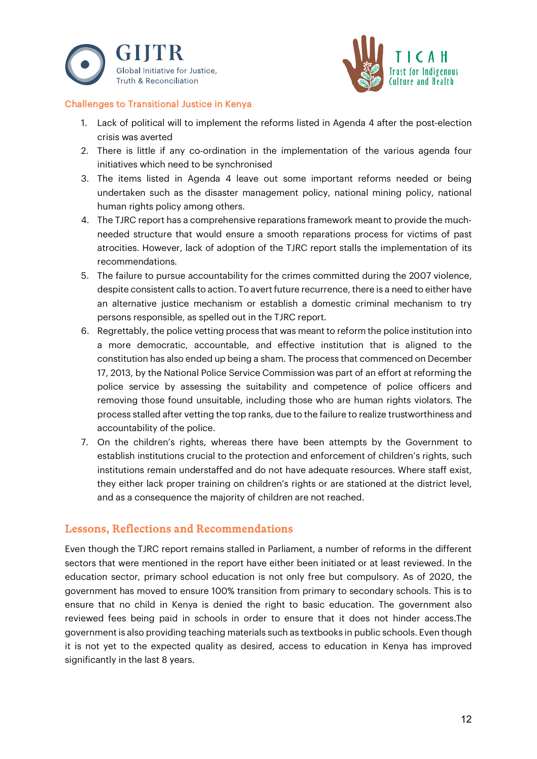### Challenges to Transitional Justice in Kenya

1. Lack of political will to implement the reforms listed in Agenda 4 after the post-election crisis was averted
2. There is little if any co-ordination in the implementation of the various agenda four initiatives which need to be synchronised
3. The items listed in Agenda 4 leave out some important reforms needed or being undertaken such as the disaster management policy, national mining policy, national human rights policy among others.
4. The TJRC report has a comprehensive reparations framework meant to provide the much-needed structure that would ensure a smooth reparations process for victims of past atrocities. However, lack of adoption of the TJRC report stalls the implementation of its recommendations.
5. The failure to pursue accountability for the crimes committed during the 2007 violence, despite consistent calls to action. To avert future recurrence, there is a need to either have an alternative justice mechanism or establish a domestic criminal mechanism to try persons responsible, as spelled out in the TJRC report.
6. Regrettably, the police vetting process that was meant to reform the police institution into a more democratic, accountable, and effective institution that is aligned to the constitution has also ended up being a sham. The process that commenced on December 17, 2013, by the National Police Service Commission was part of an effort at reforming the police service by assessing the suitability and competence of police officers and removing those found unsuitable, including those who are human rights violators. The process stalled after vetting the top ranks, due to the failure to realize trustworthiness and accountability of the police.
7. On the children's rights, whereas there have been attempts by the Government to establish institutions crucial to the protection and enforcement of children's rights, such institutions remain understaffed and do not have adequate resources. Where staff exist, they either lack proper training on children's rights or are stationed at the district level, and as a consequence the majority of children are not reached.

## Lessons, Reflections and Recommendations

Even though the TJRC report remains stalled in Parliament, a number of reforms in the different sectors that were mentioned in the report have either been initiated or at least reviewed. In the education sector, primary school education is not only free but compulsory. As of 2020, the government has moved to ensure 100% transition from primary to secondary schools. This is to ensure that no child in Kenya is denied the right to basic education. The government also reviewed fees being paid in schools in order to ensure that it does not hinder access.The government is also providing teaching materials such as textbooks in public schools. Even though it is not yet to the expected quality as desired, access to education in Kenya has improved significantly in the last 8 years.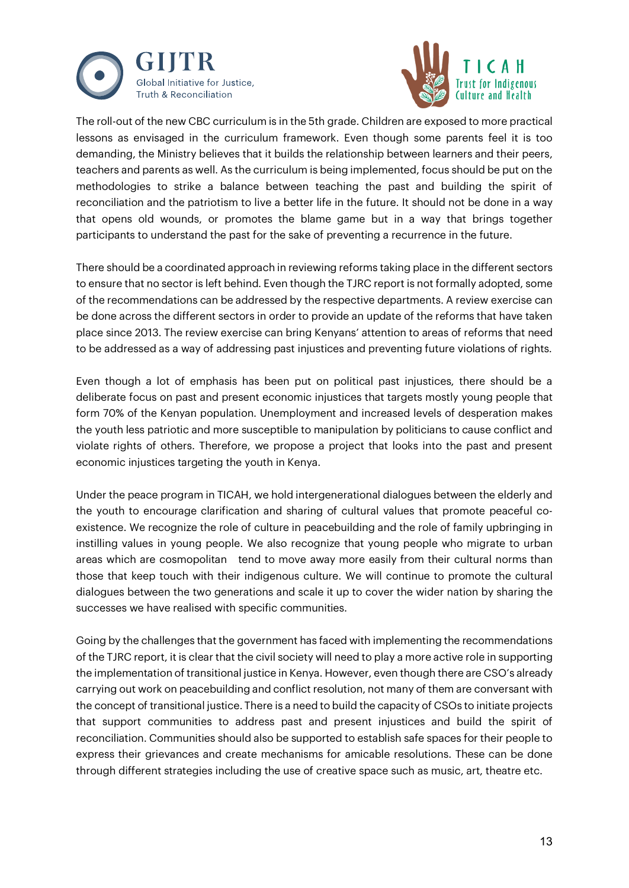The roll-out of the new CBC curriculum is in the 5th grade. Children are exposed to more practical lessons as envisaged in the curriculum framework. Even though some parents feel it is too demanding, the Ministry believes that it builds the relationship between learners and their peers, teachers and parents as well. As the curriculum is being implemented, focus should be put on the methodologies to strike a balance between teaching the past and building the spirit of reconciliation and the patriotism to live a better life in the future. It should not be done in a way that opens old wounds, or promotes the blame game but in a way that brings together participants to understand the past for the sake of preventing a recurrence in the future.

There should be a coordinated approach in reviewing reforms taking place in the different sectors to ensure that no sector is left behind. Even though the TJRC report is not formally adopted, some of the recommendations can be addressed by the respective departments. A review exercise can be done across the different sectors in order to provide an update of the reforms that have taken place since 2013. The review exercise can bring Kenyans' attention to areas of reforms that need to be addressed as a way of addressing past injustices and preventing future violations of rights.

Even though a lot of emphasis has been put on political past injustices, there should be a deliberate focus on past and present economic injustices that targets mostly young people that form 70% of the Kenyan population. Unemployment and increased levels of desperation makes the youth less patriotic and more susceptible to manipulation by politicians to cause conflict and violate rights of others. Therefore, we propose a project that looks into the past and present economic injustices targeting the youth in Kenya.

Under the peace program in TICAH, we hold intergenerational dialogues between the elderly and the youth to encourage clarification and sharing of cultural values that promote peaceful co-existence. We recognize the role of culture in peacebuilding and the role of family upbringing in instilling values in young people. We also recognize that young people who migrate to urban areas which are cosmopolitan tend to move away more easily from their cultural norms than those that keep touch with their indigenous culture. We will continue to promote the cultural dialogues between the two generations and scale it up to cover the wider nation by sharing the successes we have realised with specific communities.

Going by the challenges that the government has faced with implementing the recommendations of the TJRC report, it is clear that the civil society will need to play a more active role in supporting the implementation of transitional justice in Kenya. However, even though there are CSO's already carrying out work on peacebuilding and conflict resolution, not many of them are conversant with the concept of transitional justice. There is a need to build the capacity of CSOs to initiate projects that support communities to address past and present injustices and build the spirit of reconciliation. Communities should also be supported to establish safe spaces for their people to express their grievances and create mechanisms for amicable resolutions. These can be done through different strategies including the use of creative space such as music, art, theatre etc.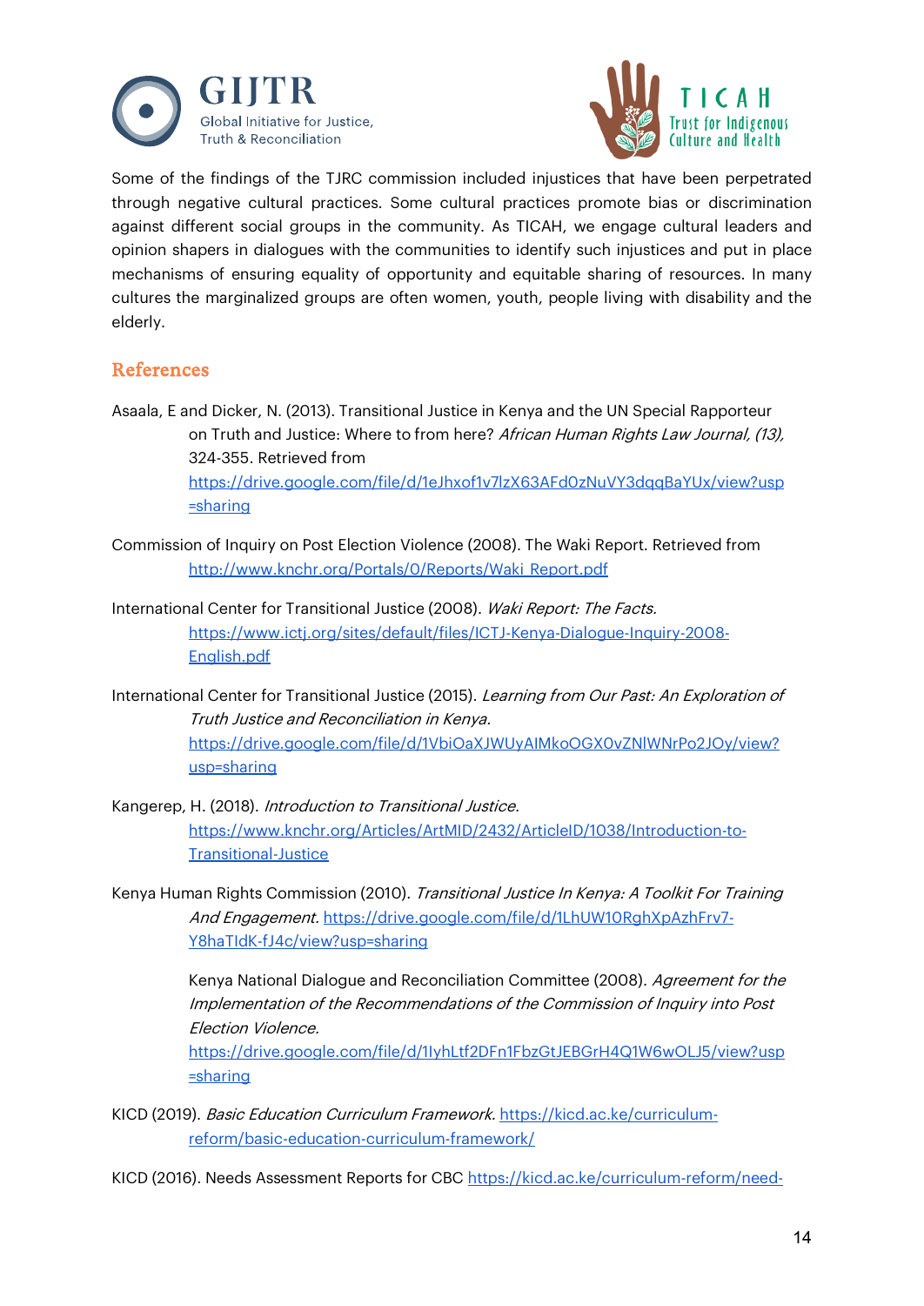Some of the findings of the TJRC commission included injustices that have been perpetrated through negative cultural practices. Some cultural practices promote bias or discrimination against different social groups in the community. As TICAH, we engage cultural leaders and opinion shapers in dialogues with the communities to identify such injustices and put in place mechanisms of ensuring equality of opportunity and equitable sharing of resources. In many cultures the marginalized groups are often women, youth, people living with disability and the elderly.

## References

Asaala, E and Dicker, N. (2013). Transitional Justice in Kenya and the UN Special Rapporteur on Truth and Justice: Where to from here? *African Human Rights Law Journal, (13),* 324-355. Retrieved from https://drive.google.com/file/d/1eJhxof1v7lzX63AFd0zNuVY3dqqBaYUx/view?usp=sharing

Commission of Inquiry on Post Election Violence (2008). The Waki Report. Retrieved from http://www.knchr.org/Portals/0/Reports/Waki_Report.pdf

International Center for Transitional Justice (2008). *Waki Report: The Facts.* https://www.ictj.org/sites/default/files/ICTJ-Kenya-Dialogue-Inquiry-2008-English.pdf

International Center for Transitional Justice (2015). *Learning from Our Past: An Exploration of Truth Justice and Reconciliation in Kenya.* https://drive.google.com/file/d/1VbiOaXJWUyAIMkoOGX0vZNlWNrPo2JOy/view?usp=sharing

Kangerep, H. (2018). *Introduction to Transitional Justice.* https://www.knchr.org/Articles/ArtMID/2432/ArticleID/1038/Introduction-to-Transitional-Justice

Kenya Human Rights Commission (2010). *Transitional Justice In Kenya: A Toolkit For Training And Engagement.* https://drive.google.com/file/d/1LhUW10RghXpAzhFrv7-Y8haTIdK-fJ4c/view?usp=sharing

Kenya National Dialogue and Reconciliation Committee (2008). *Agreement for the Implementation of the Recommendations of the Commission of Inquiry into Post Election Violence.* https://drive.google.com/file/d/1IyhLtf2DFn1FbzGtJEBGrH4Q1W6wOLJ5/view?usp=sharing

KICD (2019). *Basic Education Curriculum Framework.* https://kicd.ac.ke/curriculum-reform/basic-education-curriculum-framework/

KICD (2016). Needs Assessment Reports for CBC https://kicd.ac.ke/curriculum-reform/need-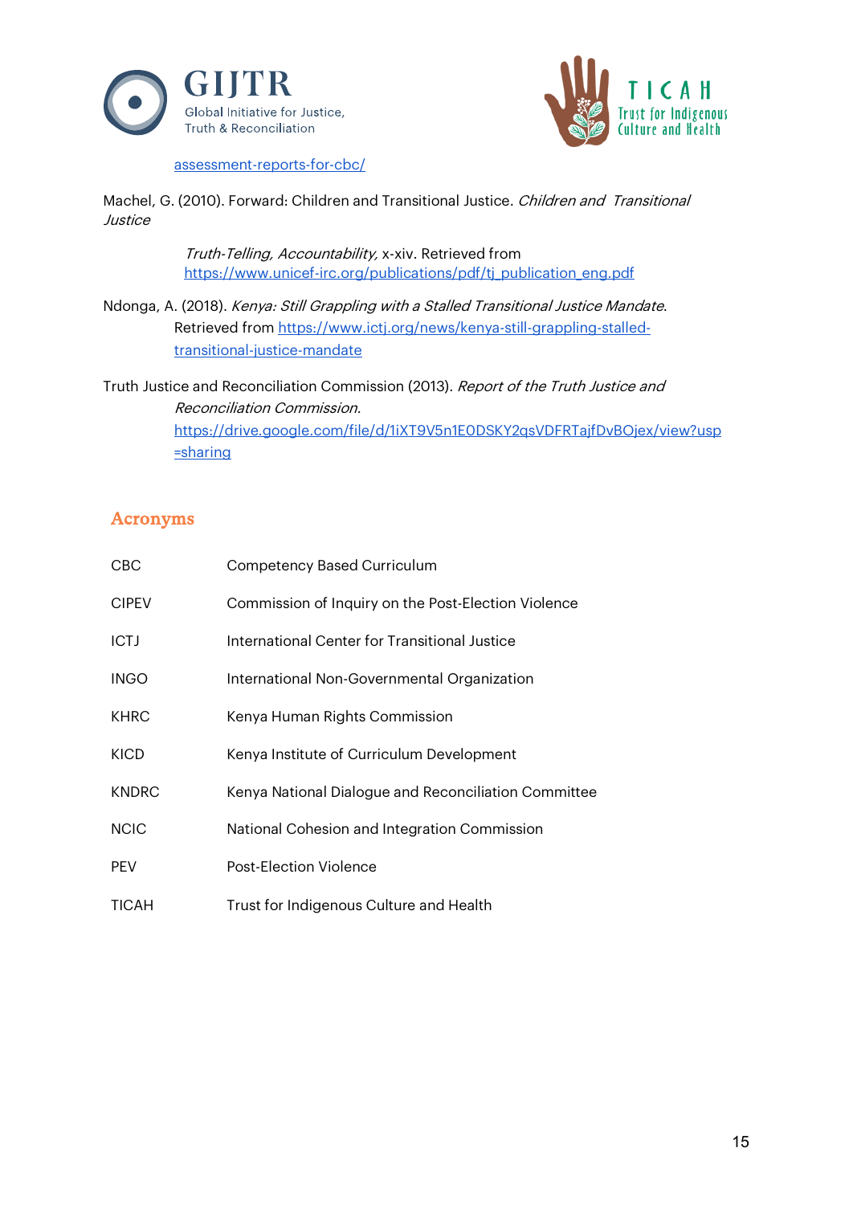assessment-reports-for-cbc/

Machel, G. (2010). Forward: Children and Transitional Justice. *Children and Transitional Justice*

*Truth-Telling, Accountability*, x-xiv. Retrieved from https://www.unicef-irc.org/publications/pdf/tj_publication_eng.pdf

Ndonga, A. (2018). *Kenya: Still Grappling with a Stalled Transitional Justice Mandate*. Retrieved from https://www.ictj.org/news/kenya-still-grappling-stalled-transitional-justice-mandate

Truth Justice and Reconciliation Commission (2013). *Report of the Truth Justice and Reconciliation Commission.* https://drive.google.com/file/d/1iXT9V5n1E0DSKY2qsVDFRTajfDvBOjex/view?usp=sharing

## Acronyms

| | |
|---|---|
| CBC | Competency Based Curriculum |
| CIPEV | Commission of Inquiry on the Post-Election Violence |
| ICTJ | International Center for Transitional Justice |
| INGO | International Non-Governmental Organization |
| KHRC | Kenya Human Rights Commission |
| KICD | Kenya Institute of Curriculum Development |
| KNDRC | Kenya National Dialogue and Reconciliation Committee |
| NCIC | National Cohesion and Integration Commission |
| PEV | Post-Election Violence |
| TICAH | Trust for Indigenous Culture and Health |